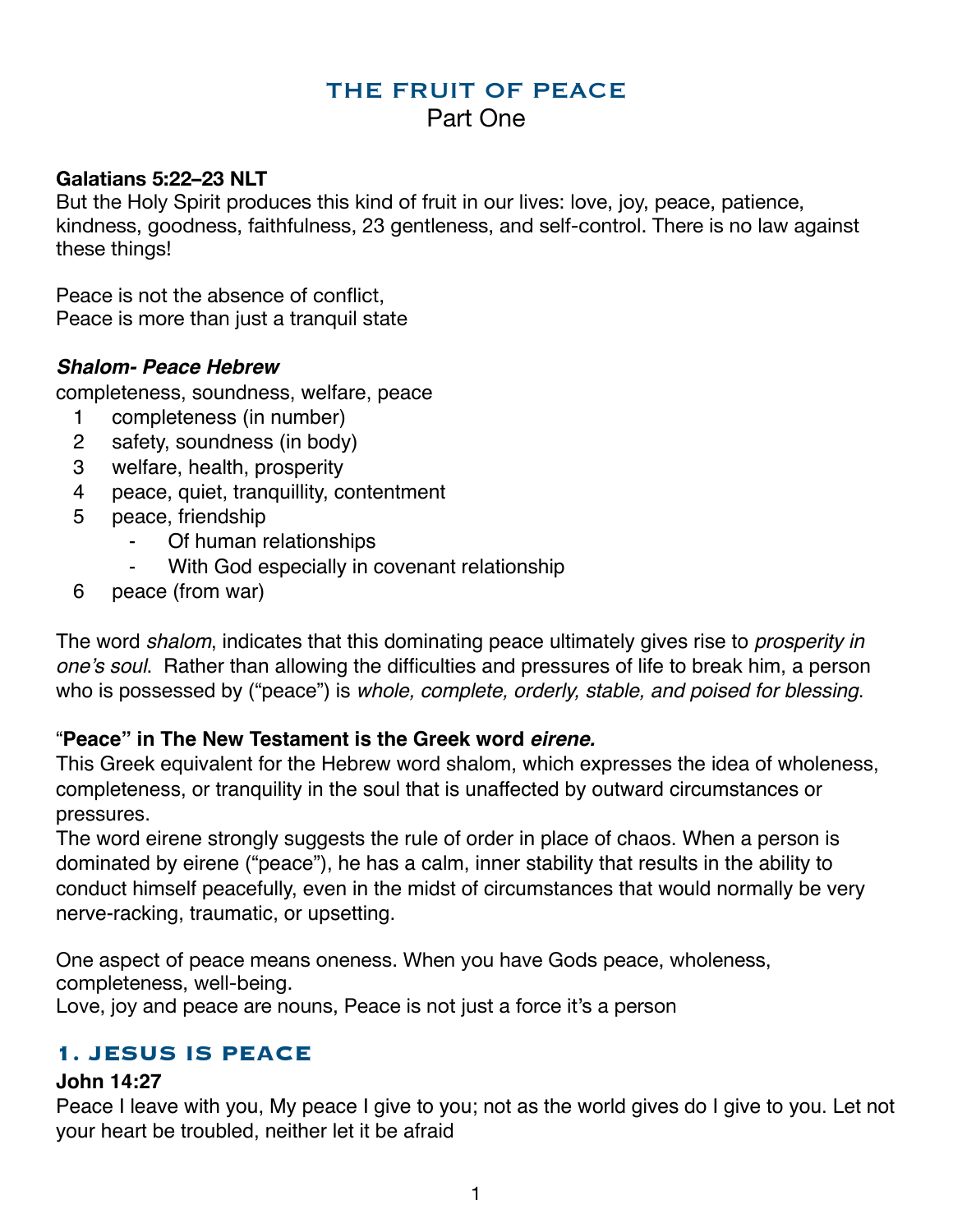# THE FRUIT OF PEACE

Part One

**Galatians 5:22–23 NLT**

But the Holy Spirit produces this kind of fruit in our lives: love, joy, peace, patience, kindness, goodness, faithfulness, 23 gentleness, and self-control. There is no law against these things!

Peace is not the absence of conflict,
Peace is more than just a tranquil state

***Shalom- Peace Hebrew***

completeness, soundness, welfare, peace

1. completeness (in number)
2. safety, soundness (in body)
3. welfare, health, prosperity
4. peace, quiet, tranquillity, contentment
5. peace, friendship
   - Of human relationships
   - With God especially in covenant relationship
6. peace (from war)

The word *shalom*, indicates that this dominating peace ultimately gives rise to *prosperity in one's soul*. Rather than allowing the difficulties and pressures of life to break him, a person who is possessed by ("peace") is *whole, complete, orderly, stable, and poised for blessing*.

**"Peace" in The New Testament is the Greek word *eirene.***

This Greek equivalent for the Hebrew word shalom, which expresses the idea of wholeness, completeness, or tranquility in the soul that is unaffected by outward circumstances or pressures.

The word eirene strongly suggests the rule of order in place of chaos. When a person is dominated by eirene ("peace"), he has a calm, inner stability that results in the ability to conduct himself peacefully, even in the midst of circumstances that would normally be very nerve-racking, traumatic, or upsetting.

One aspect of peace means oneness. When you have Gods peace, wholeness, completeness, well-being.

Love, joy and peace are nouns, Peace is not just a force it's a person

## 1. JESUS IS PEACE

**John 14:27**

Peace I leave with you, My peace I give to you; not as the world gives do I give to you. Let not your heart be troubled, neither let it be afraid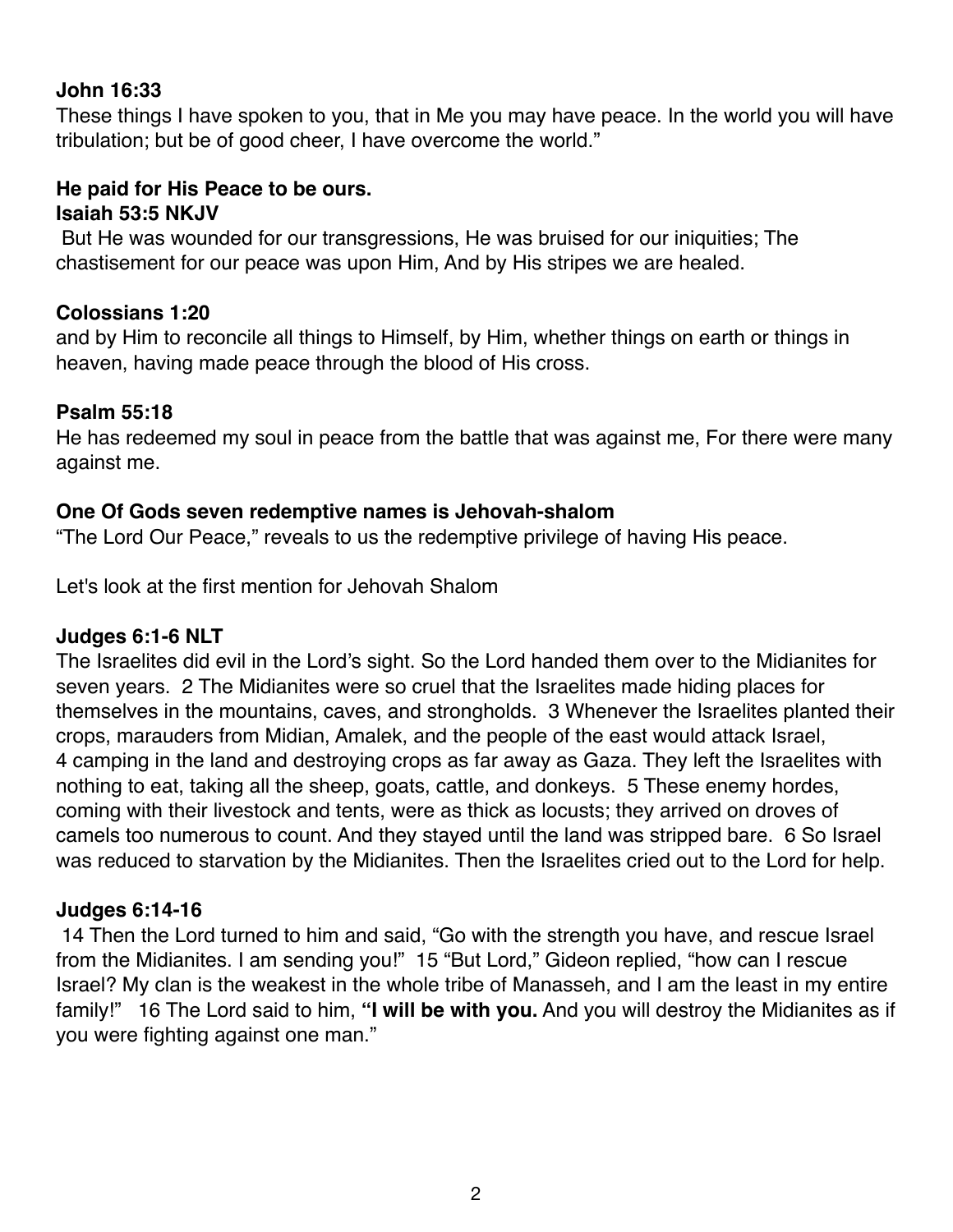**John 16:33**
These things I have spoken to you, that in Me you may have peace. In the world you will have tribulation; but be of good cheer, I have overcome the world."

**He paid for His Peace to be ours.**
**Isaiah 53:5 NKJV**
But He was wounded for our transgressions, He was bruised for our iniquities; The chastisement for our peace was upon Him, And by His stripes we are healed.

**Colossians 1:20**
and by Him to reconcile all things to Himself, by Him, whether things on earth or things in heaven, having made peace through the blood of His cross.

**Psalm 55:18**
He has redeemed my soul in peace from the battle that was against me, For there were many against me.

**One Of Gods seven redemptive names is Jehovah-shalom**
"The Lord Our Peace," reveals to us the redemptive privilege of having His peace.

Let's look at the first mention for Jehovah Shalom

**Judges 6:1-6 NLT**
The Israelites did evil in the Lord's sight. So the Lord handed them over to the Midianites for seven years. 2 The Midianites were so cruel that the Israelites made hiding places for themselves in the mountains, caves, and strongholds. 3 Whenever the Israelites planted their crops, marauders from Midian, Amalek, and the people of the east would attack Israel, 4 camping in the land and destroying crops as far away as Gaza. They left the Israelites with nothing to eat, taking all the sheep, goats, cattle, and donkeys. 5 These enemy hordes, coming with their livestock and tents, were as thick as locusts; they arrived on droves of camels too numerous to count. And they stayed until the land was stripped bare. 6 So Israel was reduced to starvation by the Midianites. Then the Israelites cried out to the Lord for help.

**Judges 6:14-16**
14 Then the Lord turned to him and said, "Go with the strength you have, and rescue Israel from the Midianites. I am sending you!" 15 "But Lord," Gideon replied, "how can I rescue Israel? My clan is the weakest in the whole tribe of Manasseh, and I am the least in my entire family!" 16 The Lord said to him, **"I will be with you.** And you will destroy the Midianites as if you were fighting against one man."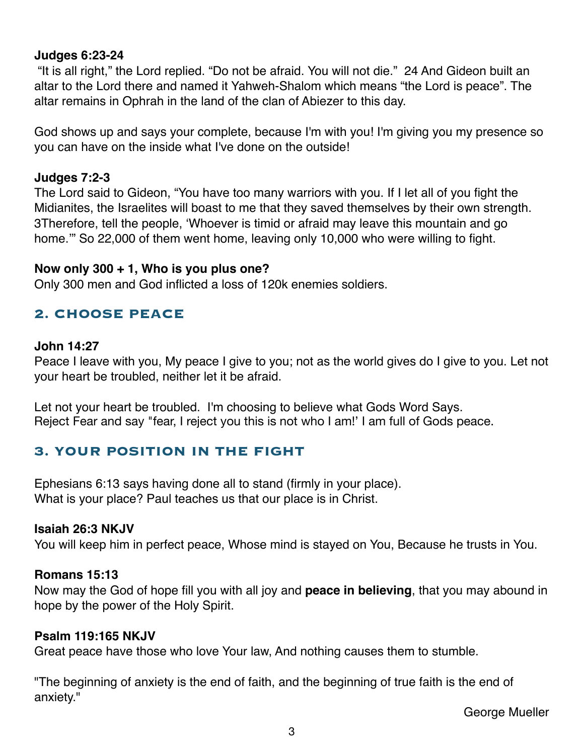**Judges 6:23-24**
"It is all right," the Lord replied. "Do not be afraid. You will not die." 24 And Gideon built an altar to the Lord there and named it Yahweh-Shalom which means "the Lord is peace". The altar remains in Ophrah in the land of the clan of Abiezer to this day.

God shows up and says your complete, because I'm with you! I'm giving you my presence so you can have on the inside what I've done on the outside!

**Judges 7:2-3**
The Lord said to Gideon, "You have too many warriors with you. If I let all of you fight the Midianites, the Israelites will boast to me that they saved themselves by their own strength. 3Therefore, tell the people, 'Whoever is timid or afraid may leave this mountain and go home.'" So 22,000 of them went home, leaving only 10,000 who were willing to fight.

**Now only 300 + 1, Who is you plus one?**
Only 300 men and God inflicted a loss of 120k enemies soldiers.

## 2. Choose Peace

**John 14:27**
Peace I leave with you, My peace I give to you; not as the world gives do I give to you. Let not your heart be troubled, neither let it be afraid.

Let not your heart be troubled. I'm choosing to believe what Gods Word Says.
Reject Fear and say "fear, I reject you this is not who I am!' I am full of Gods peace.

## 3. Your Position in the Fight

Ephesians 6:13 says having done all to stand (firmly in your place).
What is your place? Paul teaches us that our place is in Christ.

**Isaiah 26:3 NKJV**
You will keep him in perfect peace, Whose mind is stayed on You, Because he trusts in You.

**Romans 15:13**
Now may the God of hope fill you with all joy and **peace in believing**, that you may abound in hope by the power of the Holy Spirit.

**Psalm 119:165 NKJV**
Great peace have those who love Your law, And nothing causes them to stumble.

"The beginning of anxiety is the end of faith, and the beginning of true faith is the end of anxiety."

George Mueller